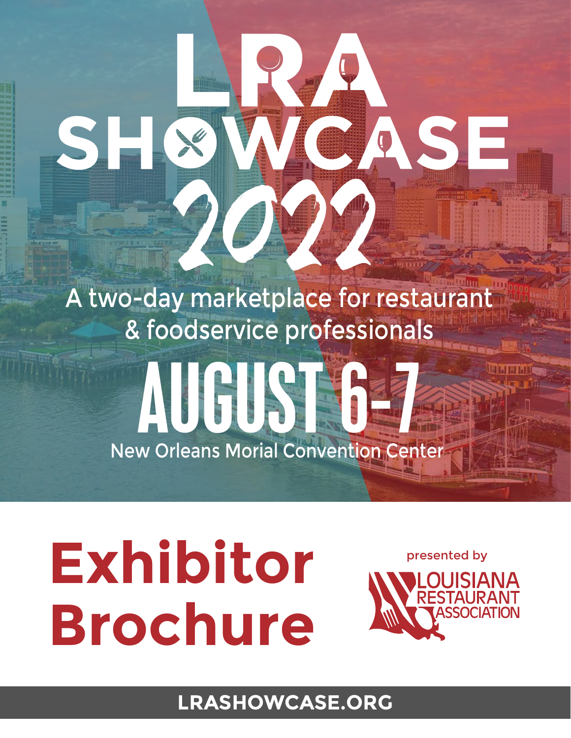# LRA SHOWCASE 2022

A two-day marketplace for restaurant & foodservice professionals

## AUGUST 6-7

New Orleans Morial Convention Center

# Exhibitor Brochure

presented by

LOUISIANA RESTAURANT ASSOCIATION

LRASHOWCASE.ORG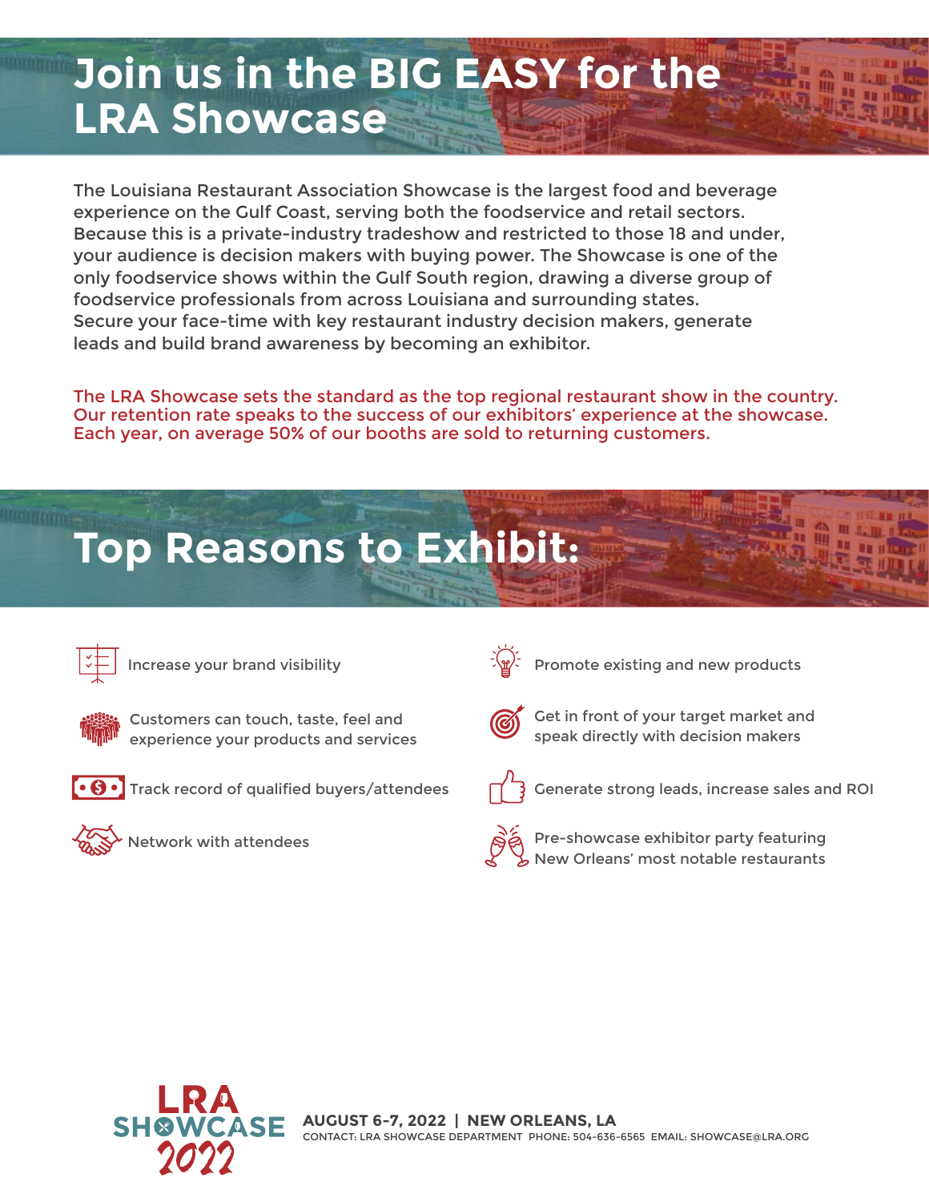# Join us in the BIG EASY for the LRA Showcase

The Louisiana Restaurant Association Showcase is the largest food and beverage experience on the Gulf Coast, serving both the foodservice and retail sectors. Because this is a private-industry tradeshow and restricted to those 18 and under, your audience is decision makers with buying power. The Showcase is one of the only foodservice shows within the Gulf South region, drawing a diverse group of foodservice professionals from across Louisiana and surrounding states. Secure your face-time with key restaurant industry decision makers, generate leads and build brand awareness by becoming an exhibitor.

The LRA Showcase sets the standard as the top regional restaurant show in the country. Our retention rate speaks to the success of our exhibitors' experience at the showcase. Each year, on average 50% of our booths are sold to returning customers.

# Top Reasons to Exhibit:

- Increase your brand visibility
- Customers can touch, taste, feel and experience your products and services
- Track record of qualified buyers/attendees
- Network with attendees
- Promote existing and new products
- Get in front of your target market and speak directly with decision makers
- Generate strong leads, increase sales and ROI
- Pre-showcase exhibitor party featuring New Orleans' most notable restaurants

LRA SHOWCASE 2022

**AUGUST 6-7, 2022 | NEW ORLEANS, LA**

CONTACT: LRA SHOWCASE DEPARTMENT PHONE: 504-636-6565 EMAIL: SHOWCASE@LRA.ORG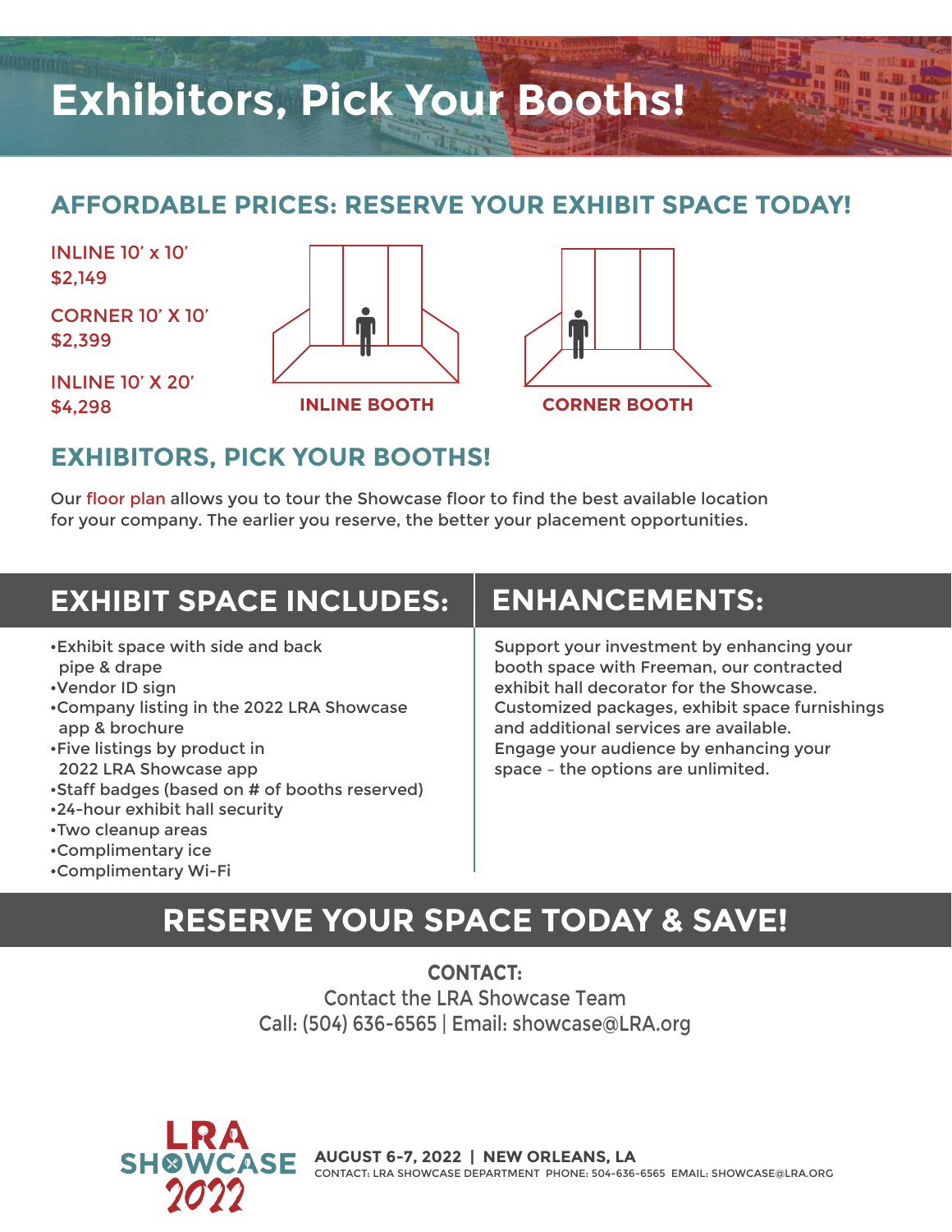# Exhibitors, Pick Your Booths!

## AFFORDABLE PRICES: RESERVE YOUR EXHIBIT SPACE TODAY!

INLINE 10' x 10'
$2,149

CORNER 10' X 10'
$2,399

INLINE 10' X 20'
$4,298

INLINE BOOTH

CORNER BOOTH

## EXHIBITORS, PICK YOUR BOOTHS!

Our floor plan allows you to tour the Showcase floor to find the best available location for your company. The earlier you reserve, the better your placement opportunities.

## EXHIBIT SPACE INCLUDES:

- Exhibit space with side and back pipe & drape
- Vendor ID sign
- Company listing in the 2022 LRA Showcase app & brochure
- Five listings by product in 2022 LRA Showcase app
- Staff badges (based on # of booths reserved)
- 24-hour exhibit hall security
- Two cleanup areas
- Complimentary ice
- Complimentary Wi-Fi

## ENHANCEMENTS:

Support your investment by enhancing your booth space with Freeman, our contracted exhibit hall decorator for the Showcase. Customized packages, exhibit space furnishings and additional services are available. Engage your audience by enhancing your space – the options are unlimited.

## RESERVE YOUR SPACE TODAY & SAVE!

**CONTACT:**
Contact the LRA Showcase Team
Call: (504) 636-6565 | Email: showcase@LRA.org

LRA SHOWCASE 2022

**AUGUST 6-7, 2022 | NEW ORLEANS, LA**
CONTACT: LRA SHOWCASE DEPARTMENT PHONE: 504-636-6565 EMAIL: SHOWCASE@LRA.ORG